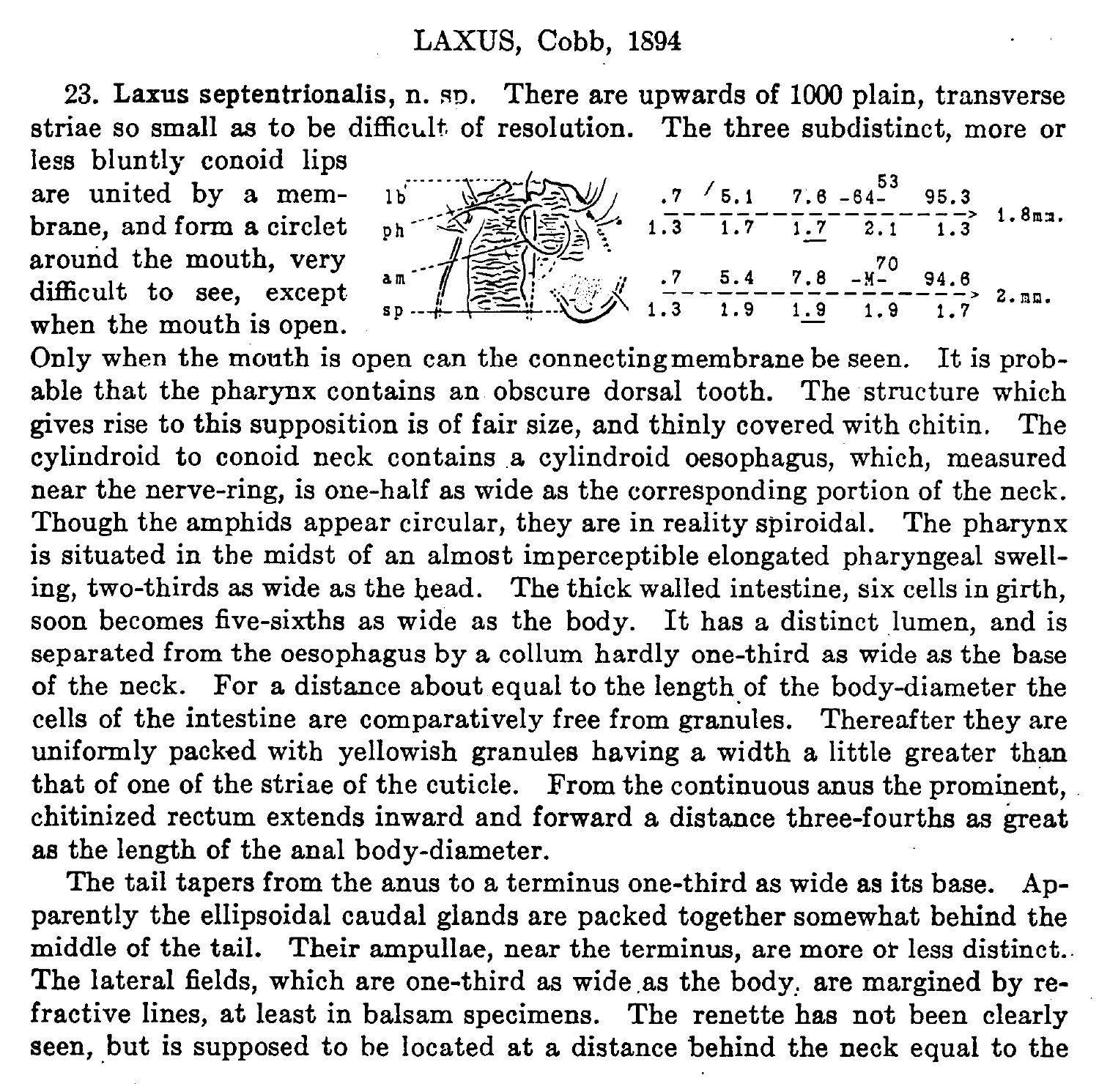## LAXUS, Cobb, 1894

23. **Laxus septentrionalis, n. sp.** There are upwards of 1000 plain, transverse striae so small as to be difficult of resolution. The three subdistinct, more or less bluntly conoid lips are united by a membrane, and form a circlet around the mouth, very difficult to see, except when the mouth is open.

| | | | | | | |
|---|---|---|---|---|---|---|
| .7 | 5.1 | 7.6 | -64-[53] | 95.3 | → | 1.8mm. |
| 1.3 | 1.7 | 1.7 | 2.1 | 1.3 | | |
| .7 | 5.4 | 7.8 | -M-[70] | 94.6 | → | 2.mm. |
| 1.3 | 1.9 | 1.9 | 1.9 | 1.7 | | |

Only when the mouth is open can the connecting membrane be seen. It is probable that the pharynx contains an obscure dorsal tooth. The structure which gives rise to this supposition is of fair size, and thinly covered with chitin. The cylindroid to conoid neck contains a cylindroid oesophagus, which, measured near the nerve-ring, is one-half as wide as the corresponding portion of the neck. Though the amphids appear circular, they are in reality spiroidal. The pharynx is situated in the midst of an almost imperceptible elongated pharyngeal swelling, two-thirds as wide as the head. The thick walled intestine, six cells in girth, soon becomes five-sixths as wide as the body. It has a distinct lumen, and is separated from the oesophagus by a collum hardly one-third as wide as the base of the neck. For a distance about equal to the length of the body-diameter the cells of the intestine are comparatively free from granules. Thereafter they are uniformly packed with yellowish granules having a width a little greater than that of one of the striae of the cuticle. From the continuous anus the prominent, chitinized rectum extends inward and forward a distance three-fourths as great as the length of the anal body-diameter.

The tail tapers from the anus to a terminus one-third as wide as its base. Apparently the ellipsoidal caudal glands are packed together somewhat behind the middle of the tail. Their ampullae, near the terminus, are more or less distinct. The lateral fields, which are one-third as wide as the body, are margined by refractive lines, at least in balsam specimens. The renette has not been clearly seen, but is supposed to be located at a distance behind the neck equal to the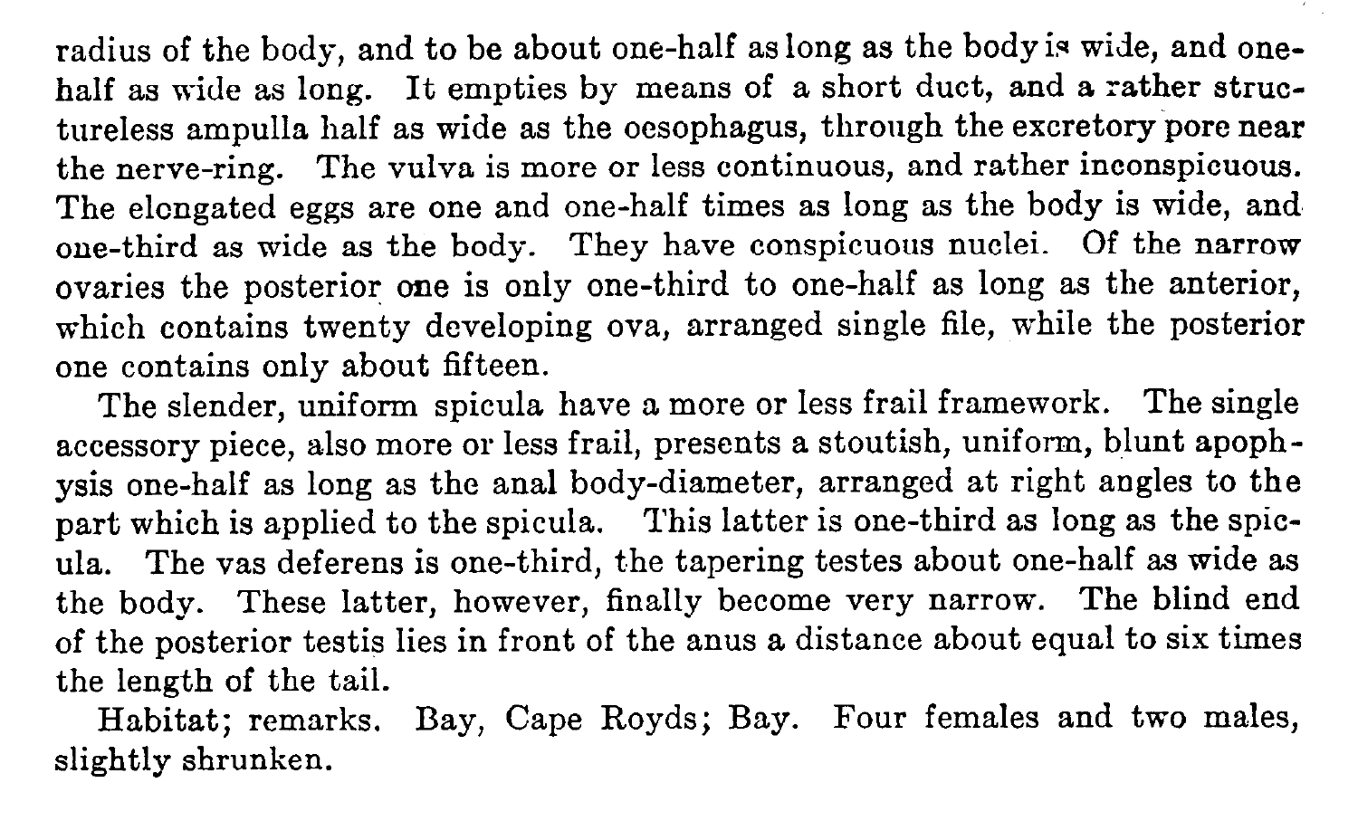radius of the body, and to be about one-half as long as the body is wide, and one-half as wide as long. It empties by means of a short duct, and a rather structureless ampulla half as wide as the oesophagus, through the excretory pore near the nerve-ring. The vulva is more or less continuous, and rather inconspicuous. The elongated eggs are one and one-half times as long as the body is wide, and one-third as wide as the body. They have conspicuous nuclei. Of the narrow ovaries the posterior one is only one-third to one-half as long as the anterior, which contains twenty developing ova, arranged single file, while the posterior one contains only about fifteen.

The slender, uniform spicula have a more or less frail framework. The single accessory piece, also more or less frail, presents a stoutish, uniform, blunt apophysis one-half as long as the anal body-diameter, arranged at right angles to the part which is applied to the spicula. This latter is one-third as long as the spicula. The vas deferens is one-third, the tapering testes about one-half as wide as the body. These latter, however, finally become very narrow. The blind end of the posterior testis lies in front of the anus a distance about equal to six times the length of the tail.

Habitat; remarks. Bay, Cape Royds; Bay. Four females and two males, slightly shrunken.